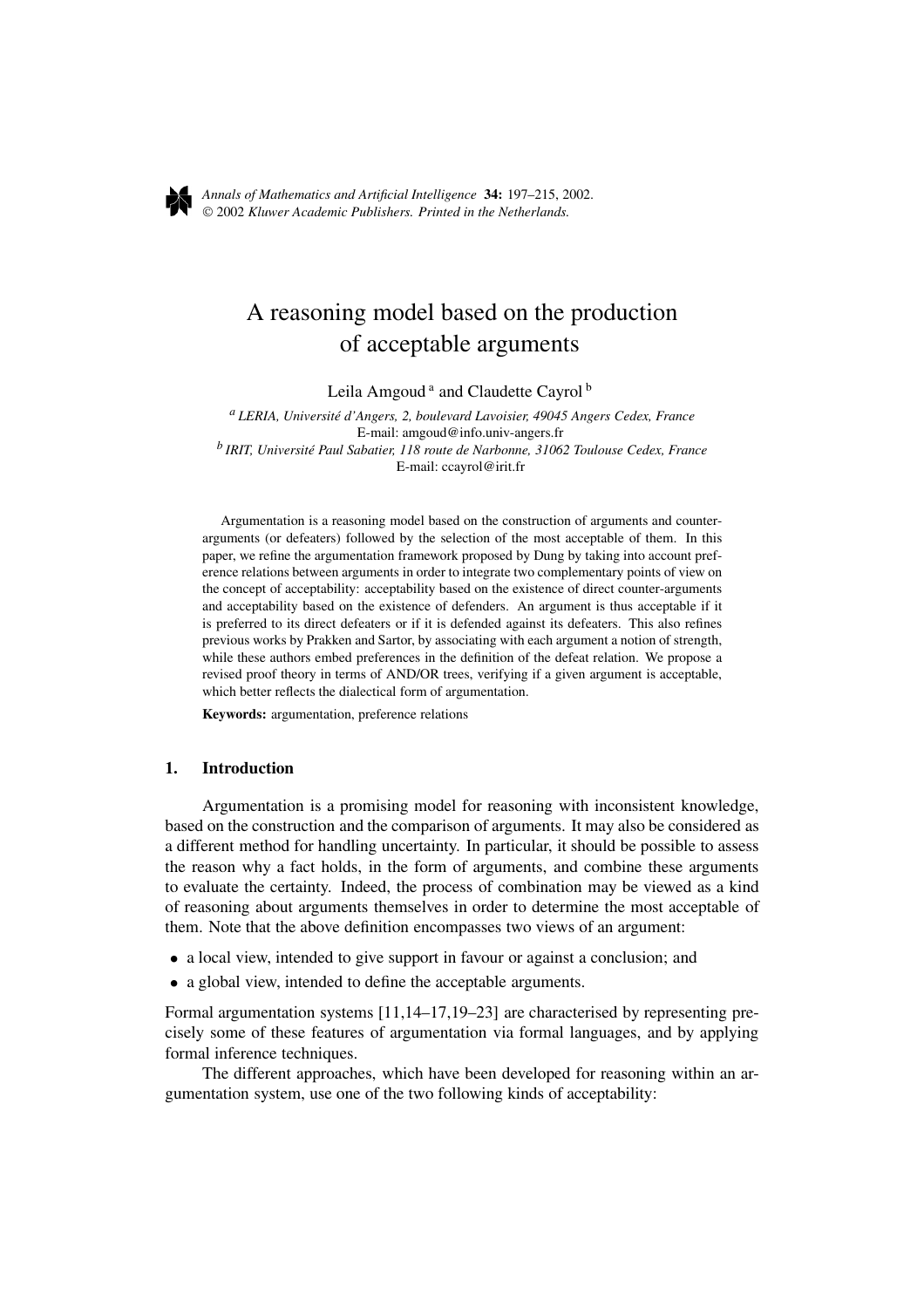# A reasoning model based on the production of acceptable arguments

Leila Amgoud [a] and Claudette Cayrol [b]

[a] *LERIA, Université d'Angers, 2, boulevard Lavoisier, 49045 Angers Cedex, France*
E-mail: amgoud@info.univ-angers.fr

[b] *IRIT, Université Paul Sabatier, 118 route de Narbonne, 31062 Toulouse Cedex, France*
E-mail: ccayrol@irit.fr

Argumentation is a reasoning model based on the construction of arguments and counter-arguments (or defeaters) followed by the selection of the most acceptable of them. In this paper, we refine the argumentation framework proposed by Dung by taking into account preference relations between arguments in order to integrate two complementary points of view on the concept of acceptability: acceptability based on the existence of direct counter-arguments and acceptability based on the existence of defenders. An argument is thus acceptable if it is preferred to its direct defeaters or if it is defended against its defeaters. This also refines previous works by Prakken and Sartor, by associating with each argument a notion of strength, while these authors embed preferences in the definition of the defeat relation. We propose a revised proof theory in terms of AND/OR trees, verifying if a given argument is acceptable, which better reflects the dialectical form of argumentation.

**Keywords:** argumentation, preference relations

## 1. Introduction

Argumentation is a promising model for reasoning with inconsistent knowledge, based on the construction and the comparison of arguments. It may also be considered as a different method for handling uncertainty. In particular, it should be possible to assess the reason why a fact holds, in the form of arguments, and combine these arguments to evaluate the certainty. Indeed, the process of combination may be viewed as a kind of reasoning about arguments themselves in order to determine the most acceptable of them. Note that the above definition encompasses two views of an argument:

- a local view, intended to give support in favour or against a conclusion; and
- a global view, intended to define the acceptable arguments.

Formal argumentation systems [11,14–17,19–23] are characterised by representing precisely some of these features of argumentation via formal languages, and by applying formal inference techniques.

The different approaches, which have been developed for reasoning within an argumentation system, use one of the two following kinds of acceptability: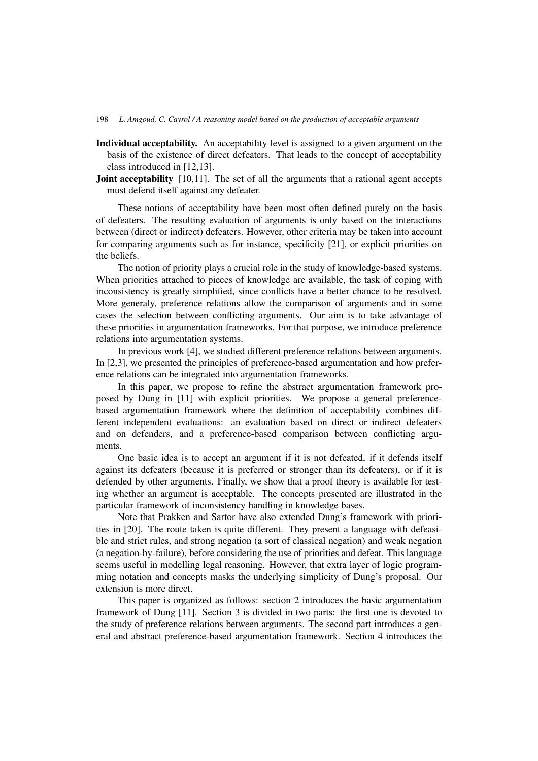**Individual acceptability.** An acceptability level is assigned to a given argument on the basis of the existence of direct defeaters. That leads to the concept of acceptability class introduced in [12,13].

**Joint acceptability** [10,11]. The set of all the arguments that a rational agent accepts must defend itself against any defeater.

These notions of acceptability have been most often defined purely on the basis of defeaters. The resulting evaluation of arguments is only based on the interactions between (direct or indirect) defeaters. However, other criteria may be taken into account for comparing arguments such as for instance, specificity [21], or explicit priorities on the beliefs.

The notion of priority plays a crucial role in the study of knowledge-based systems. When priorities attached to pieces of knowledge are available, the task of coping with inconsistency is greatly simplified, since conflicts have a better chance to be resolved. More generaly, preference relations allow the comparison of arguments and in some cases the selection between conflicting arguments. Our aim is to take advantage of these priorities in argumentation frameworks. For that purpose, we introduce preference relations into argumentation systems.

In previous work [4], we studied different preference relations between arguments. In [2,3], we presented the principles of preference-based argumentation and how preference relations can be integrated into argumentation frameworks.

In this paper, we propose to refine the abstract argumentation framework proposed by Dung in [11] with explicit priorities. We propose a general preference-based argumentation framework where the definition of acceptability combines different independent evaluations: an evaluation based on direct or indirect defeaters and on defenders, and a preference-based comparison between conflicting arguments.

One basic idea is to accept an argument if it is not defeated, if it defends itself against its defeaters (because it is preferred or stronger than its defeaters), or if it is defended by other arguments. Finally, we show that a proof theory is available for testing whether an argument is acceptable. The concepts presented are illustrated in the particular framework of inconsistency handling in knowledge bases.

Note that Prakken and Sartor have also extended Dung's framework with priorities in [20]. The route taken is quite different. They present a language with defeasible and strict rules, and strong negation (a sort of classical negation) and weak negation (a negation-by-failure), before considering the use of priorities and defeat. This language seems useful in modelling legal reasoning. However, that extra layer of logic programming notation and concepts masks the underlying simplicity of Dung's proposal. Our extension is more direct.

This paper is organized as follows: section 2 introduces the basic argumentation framework of Dung [11]. Section 3 is divided in two parts: the first one is devoted to the study of preference relations between arguments. The second part introduces a general and abstract preference-based argumentation framework. Section 4 introduces the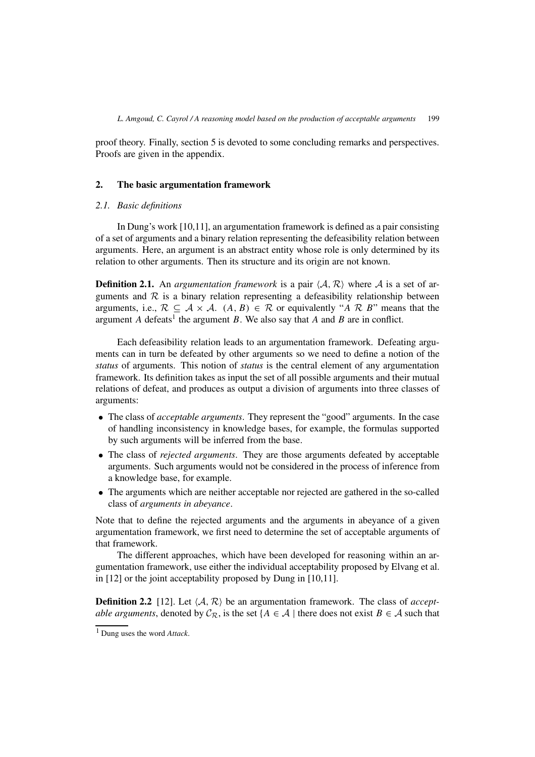proof theory. Finally, section 5 is devoted to some concluding remarks and perspectives. Proofs are given in the appendix.

## 2. The basic argumentation framework

### *2.1. Basic definitions*

In Dung's work [10,11], an argumentation framework is defined as a pair consisting of a set of arguments and a binary relation representing the defeasibility relation between arguments. Here, an argument is an abstract entity whose role is only determined by its relation to other arguments. Then its structure and its origin are not known.

**Definition 2.1.** An *argumentation framework* is a pair $\langle \mathcal{A}, \mathcal{R} \rangle$ where $\mathcal{A}$ is a set of arguments and $\mathcal{R}$ is a binary relation representing a defeasibility relationship between arguments, i.e., $\mathcal{R} \subseteq \mathcal{A} \times \mathcal{A}$. $(A, B) \in \mathcal{R}$ or equivalently "$A \ \mathcal{R} \ B$" means that the argument $A$ defeats[1] the argument $B$. We also say that $A$ and $B$ are in conflict.

Each defeasibility relation leads to an argumentation framework. Defeating arguments can in turn be defeated by other arguments so we need to define a notion of the *status* of arguments. This notion of *status* is the central element of any argumentation framework. Its definition takes as input the set of all possible arguments and their mutual relations of defeat, and produces as output a division of arguments into three classes of arguments:

- The class of *acceptable arguments*. They represent the "good" arguments. In the case of handling inconsistency in knowledge bases, for example, the formulas supported by such arguments will be inferred from the base.
- The class of *rejected arguments*. They are those arguments defeated by acceptable arguments. Such arguments would not be considered in the process of inference from a knowledge base, for example.
- The arguments which are neither acceptable nor rejected are gathered in the so-called class of *arguments in abeyance*.

Note that to define the rejected arguments and the arguments in abeyance of a given argumentation framework, we first need to determine the set of acceptable arguments of that framework.

The different approaches, which have been developed for reasoning within an argumentation framework, use either the individual acceptability proposed by Elvang et al. in [12] or the joint acceptability proposed by Dung in [10,11].

**Definition 2.2** [12]. Let $\langle \mathcal{A}, \mathcal{R} \rangle$ be an argumentation framework. The class of *acceptable arguments*, denoted by $\mathcal{C}_{\mathcal{R}}$, is the set $\{A \in \mathcal{A} \mid$ there does not exist $B \in \mathcal{A}$ such that

[1] Dung uses the word *Attack*.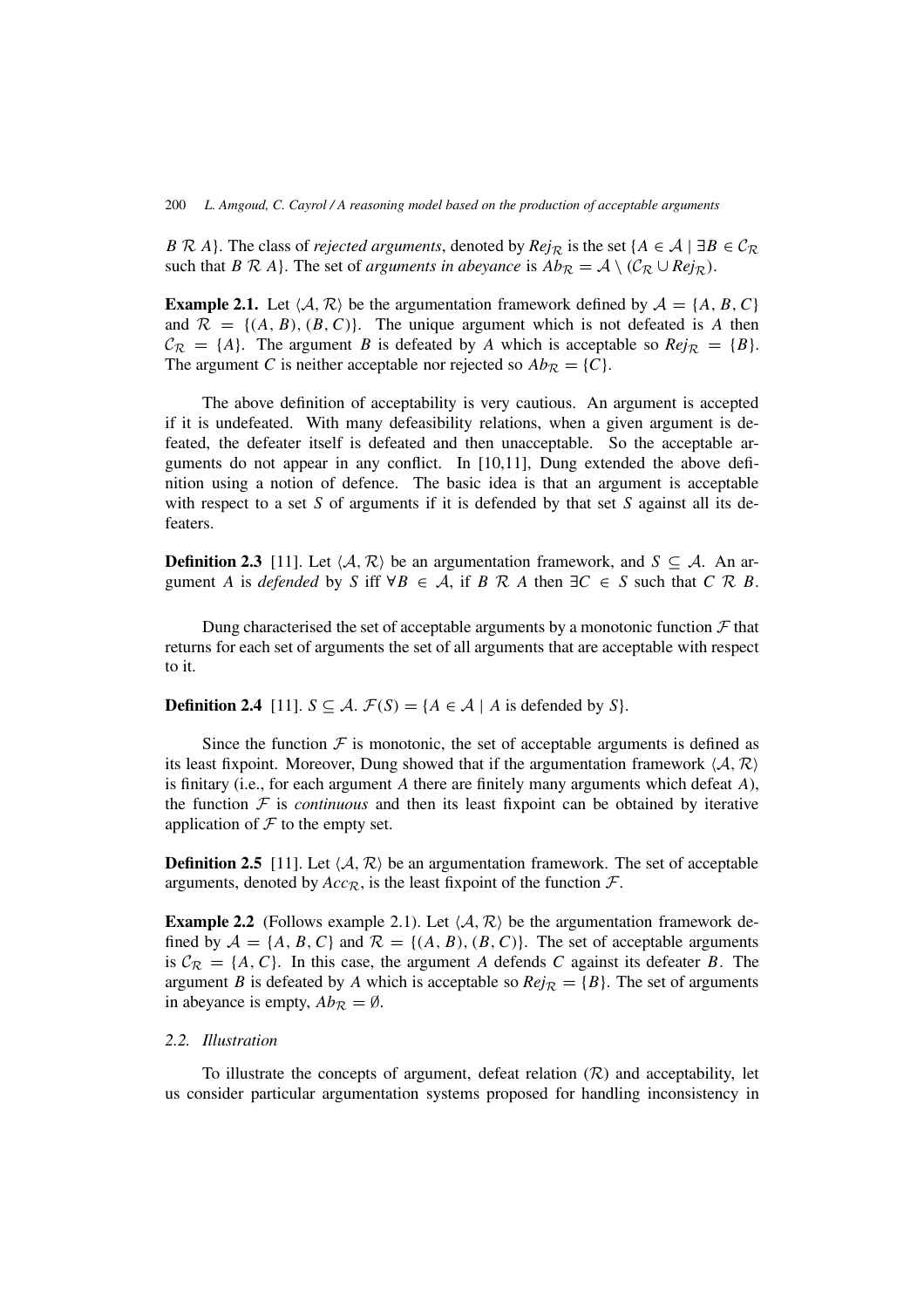$B\ \mathcal{R}\ A\}$. The class of *rejected arguments*, denoted by $Rej_{\mathcal{R}}$ is the set $\{A \in \mathcal{A} \mid \exists B \in \mathcal{C}_{\mathcal{R}}$ such that $B\ \mathcal{R}\ A\}$. The set of *arguments in abeyance* is $Ab_{\mathcal{R}} = \mathcal{A} \setminus (\mathcal{C}_{\mathcal{R}} \cup Rej_{\mathcal{R}})$.

**Example 2.1.** Let $\langle \mathcal{A}, \mathcal{R} \rangle$ be the argumentation framework defined by $\mathcal{A} = \{A, B, C\}$ and $\mathcal{R} = \{(A, B), (B, C)\}$. The unique argument which is not defeated is $A$ then $\mathcal{C}_{\mathcal{R}} = \{A\}$. The argument $B$ is defeated by $A$ which is acceptable so $Rej_{\mathcal{R}} = \{B\}$. The argument $C$ is neither acceptable nor rejected so $Ab_{\mathcal{R}} = \{C\}$.

The above definition of acceptability is very cautious. An argument is accepted if it is undefeated. With many defeasibility relations, when a given argument is defeated, the defeater itself is defeated and then unacceptable. So the acceptable arguments do not appear in any conflict. In [10,11], Dung extended the above definition using a notion of defence. The basic idea is that an argument is acceptable with respect to a set $S$ of arguments if it is defended by that set $S$ against all its defeaters.

**Definition 2.3** [11]. Let $\langle \mathcal{A}, \mathcal{R} \rangle$ be an argumentation framework, and $S \subseteq \mathcal{A}$. An argument $A$ is *defended* by $S$ iff $\forall B \in \mathcal{A}$, if $B\ \mathcal{R}\ A$ then $\exists C \in S$ such that $C\ \mathcal{R}\ B$.

Dung characterised the set of acceptable arguments by a monotonic function $\mathcal{F}$ that returns for each set of arguments the set of all arguments that are acceptable with respect to it.

**Definition 2.4** [11]. $S \subseteq \mathcal{A}$. $\mathcal{F}(S) = \{A \in \mathcal{A} \mid A$ is defended by $S\}$.

Since the function $\mathcal{F}$ is monotonic, the set of acceptable arguments is defined as its least fixpoint. Moreover, Dung showed that if the argumentation framework $\langle \mathcal{A}, \mathcal{R} \rangle$ is finitary (i.e., for each argument $A$ there are finitely many arguments which defeat $A$), the function $\mathcal{F}$ is *continuous* and then its least fixpoint can be obtained by iterative application of $\mathcal{F}$ to the empty set.

**Definition 2.5** [11]. Let $\langle \mathcal{A}, \mathcal{R} \rangle$ be an argumentation framework. The set of acceptable arguments, denoted by $Acc_{\mathcal{R}}$, is the least fixpoint of the function $\mathcal{F}$.

**Example 2.2** (Follows example 2.1). Let $\langle \mathcal{A}, \mathcal{R} \rangle$ be the argumentation framework defined by $\mathcal{A} = \{A, B, C\}$ and $\mathcal{R} = \{(A, B), (B, C)\}$. The set of acceptable arguments is $\mathcal{C}_{\mathcal{R}} = \{A, C\}$. In this case, the argument $A$ defends $C$ against its defeater $B$. The argument $B$ is defeated by $A$ which is acceptable so $Rej_{\mathcal{R}} = \{B\}$. The set of arguments in abeyance is empty, $Ab_{\mathcal{R}} = \emptyset$.

### 2.2. *Illustration*

To illustrate the concepts of argument, defeat relation ($\mathcal{R}$) and acceptability, let us consider particular argumentation systems proposed for handling inconsistency in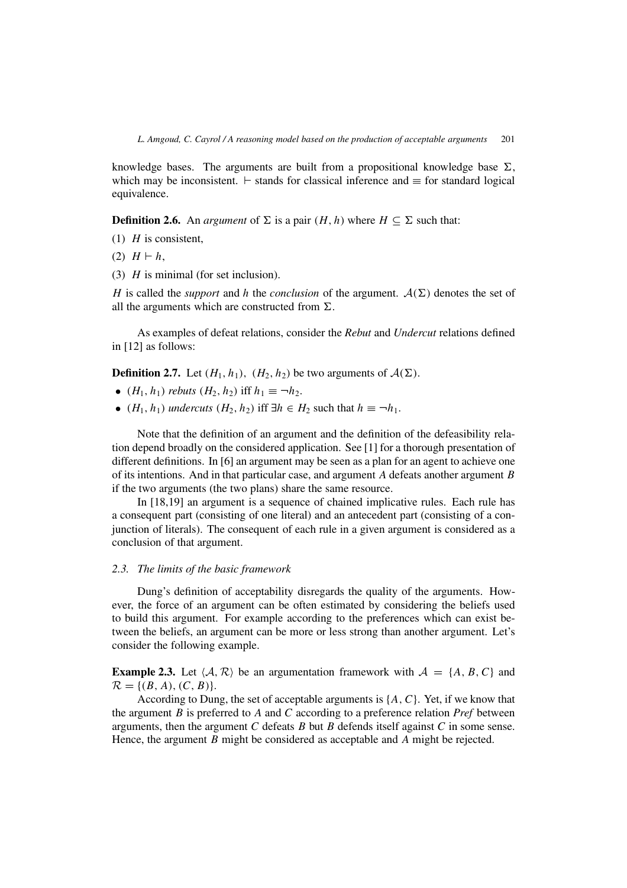knowledge bases. The arguments are built from a propositional knowledge base $\Sigma$, which may be inconsistent. $\vdash$ stands for classical inference and $\equiv$ for standard logical equivalence.

**Definition 2.6.** An *argument* of $\Sigma$ is a pair $(H, h)$ where $H \subseteq \Sigma$ such that:

(1) $H$ is consistent,

(2) $H \vdash h$,

(3) $H$ is minimal (for set inclusion).

$H$ is called the *support* and $h$ the *conclusion* of the argument. $\mathcal{A}(\Sigma)$ denotes the set of all the arguments which are constructed from $\Sigma$.

As examples of defeat relations, consider the *Rebut* and *Undercut* relations defined in [12] as follows:

**Definition 2.7.** Let $(H_1, h_1)$, $(H_2, h_2)$ be two arguments of $\mathcal{A}(\Sigma)$.

- $(H_1, h_1)$ *rebuts* $(H_2, h_2)$ iff $h_1 \equiv \neg h_2$.
- $(H_1, h_1)$ *undercuts* $(H_2, h_2)$ iff $\exists h \in H_2$ such that $h \equiv \neg h_1$.

Note that the definition of an argument and the definition of the defeasibility relation depend broadly on the considered application. See [1] for a thorough presentation of different definitions. In [6] an argument may be seen as a plan for an agent to achieve one of its intentions. And in that particular case, and argument $A$ defeats another argument $B$ if the two arguments (the two plans) share the same resource.

In [18,19] an argument is a sequence of chained implicative rules. Each rule has a consequent part (consisting of one literal) and an antecedent part (consisting of a conjunction of literals). The consequent of each rule in a given argument is considered as a conclusion of that argument.

### 2.3. The limits of the basic framework

Dung's definition of acceptability disregards the quality of the arguments. However, the force of an argument can be often estimated by considering the beliefs used to build this argument. For example according to the preferences which can exist between the beliefs, an argument can be more or less strong than another argument. Let's consider the following example.

**Example 2.3.** Let $\langle \mathcal{A}, \mathcal{R} \rangle$ be an argumentation framework with $\mathcal{A} = \{A, B, C\}$ and $\mathcal{R} = \{(B, A), (C, B)\}$.

According to Dung, the set of acceptable arguments is $\{A, C\}$. Yet, if we know that the argument $B$ is preferred to $A$ and $C$ according to a preference relation *Pref* between arguments, then the argument $C$ defeats $B$ but $B$ defends itself against $C$ in some sense. Hence, the argument $B$ might be considered as acceptable and $A$ might be rejected.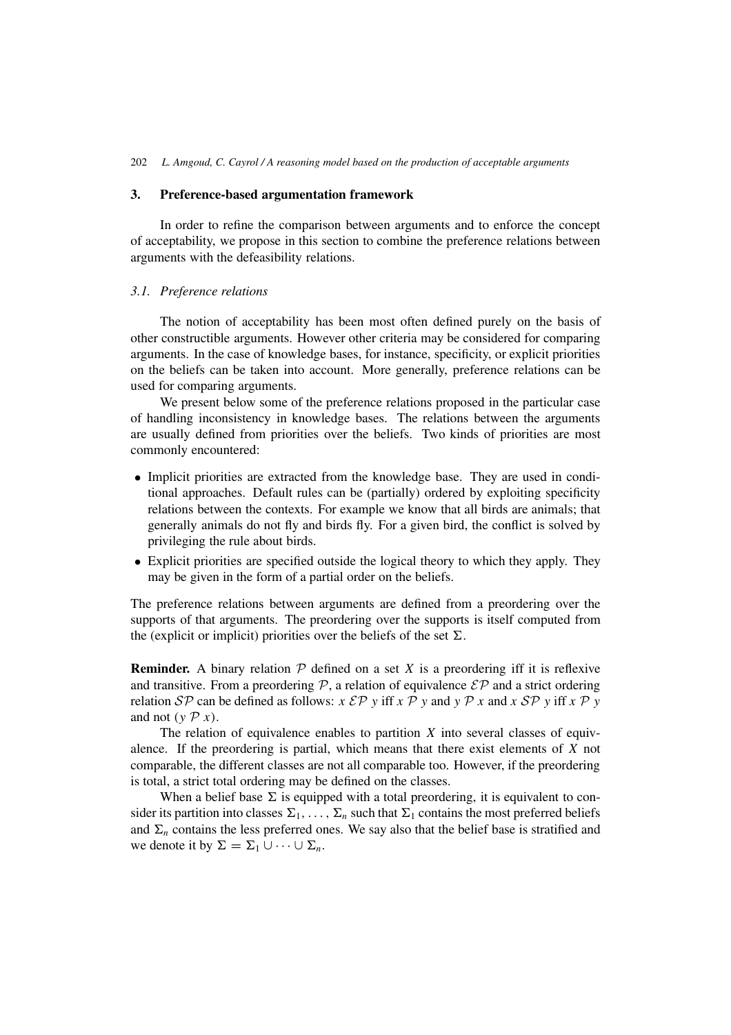## 3. Preference-based argumentation framework

In order to refine the comparison between arguments and to enforce the concept of acceptability, we propose in this section to combine the preference relations between arguments with the defeasibility relations.

### *3.1. Preference relations*

The notion of acceptability has been most often defined purely on the basis of other constructible arguments. However other criteria may be considered for comparing arguments. In the case of knowledge bases, for instance, specificity, or explicit priorities on the beliefs can be taken into account. More generally, preference relations can be used for comparing arguments.

We present below some of the preference relations proposed in the particular case of handling inconsistency in knowledge bases. The relations between the arguments are usually defined from priorities over the beliefs. Two kinds of priorities are most commonly encountered:

- Implicit priorities are extracted from the knowledge base. They are used in conditional approaches. Default rules can be (partially) ordered by exploiting specificity relations between the contexts. For example we know that all birds are animals; that generally animals do not fly and birds fly. For a given bird, the conflict is solved by privileging the rule about birds.
- Explicit priorities are specified outside the logical theory to which they apply. They may be given in the form of a partial order on the beliefs.

The preference relations between arguments are defined from a preordering over the supports of that arguments. The preordering over the supports is itself computed from the (explicit or implicit) priorities over the beliefs of the set $\Sigma$.

**Reminder.** A binary relation $\mathcal{P}$ defined on a set $X$ is a preordering iff it is reflexive and transitive. From a preordering $\mathcal{P}$, a relation of equivalence $\mathcal{EP}$ and a strict ordering relation $\mathcal{SP}$ can be defined as follows: $x \ \mathcal{EP} \ y$ iff $x \ \mathcal{P} \ y$ and $y \ \mathcal{P} \ x$ and $x \ \mathcal{SP} \ y$ iff $x \ \mathcal{P} \ y$ and not $(y \ \mathcal{P} \ x)$.

The relation of equivalence enables to partition $X$ into several classes of equivalence. If the preordering is partial, which means that there exist elements of $X$ not comparable, the different classes are not all comparable too. However, if the preordering is total, a strict total ordering may be defined on the classes.

When a belief base $\Sigma$ is equipped with a total preordering, it is equivalent to consider its partition into classes $\Sigma_1, \ldots, \Sigma_n$ such that $\Sigma_1$ contains the most preferred beliefs and $\Sigma_n$ contains the less preferred ones. We say also that the belief base is stratified and we denote it by $\Sigma = \Sigma_1 \cup \cdots \cup \Sigma_n$.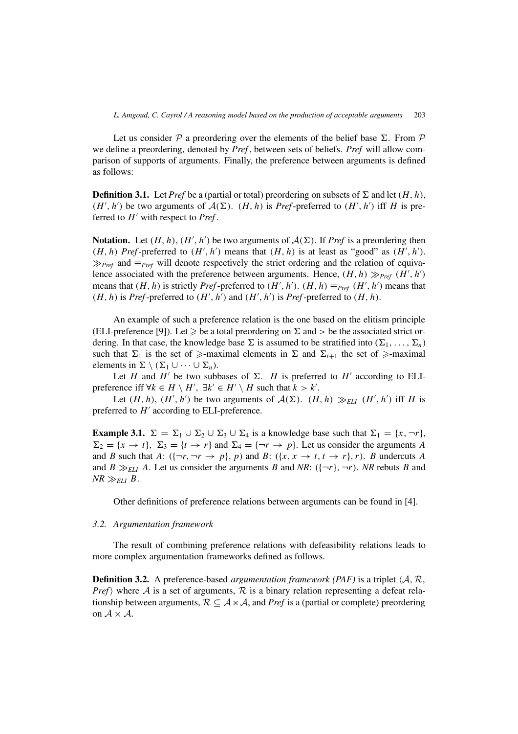Let us consider $\mathcal{P}$ a preordering over the elements of the belief base $\Sigma$. From $\mathcal{P}$ we define a preordering, denoted by *Pref*, between sets of beliefs. *Pref* will allow comparison of supports of arguments. Finally, the preference between arguments is defined as follows:

**Definition 3.1.** Let *Pref* be a (partial or total) preordering on subsets of $\Sigma$ and let $(H, h)$, $(H', h')$ be two arguments of $\mathcal{A}(\Sigma)$. $(H, h)$ is *Pref*-preferred to $(H', h')$ iff $H$ is preferred to $H'$ with respect to *Pref*.

**Notation.** Let $(H, h)$, $(H', h')$ be two arguments of $\mathcal{A}(\Sigma)$. If *Pref* is a preordering then $(H, h)$ *Pref*-preferred to $(H', h')$ means that $(H, h)$ is at least as "good" as $(H', h')$. $\gg_{Pref}$ and $\equiv_{Pref}$ will denote respectively the strict ordering and the relation of equivalence associated with the preference between arguments. Hence, $(H, h) \gg_{Pref} (H', h')$ means that $(H, h)$ is strictly *Pref*-preferred to $(H', h')$. $(H, h) \equiv_{Pref} (H', h')$ means that $(H, h)$ is *Pref*-preferred to $(H', h')$ and $(H', h')$ is *Pref*-preferred to $(H, h)$.

An example of such a preference relation is the one based on the elitism principle (ELI-preference [9]). Let $\geqslant$ be a total preordering on $\Sigma$ and $>$ be the associated strict ordering. In that case, the knowledge base $\Sigma$ is assumed to be stratified into $(\Sigma_1, \ldots, \Sigma_n)$ such that $\Sigma_1$ is the set of $\geqslant$-maximal elements in $\Sigma$ and $\Sigma_{i+1}$ the set of $\geqslant$-maximal elements in $\Sigma \setminus (\Sigma_1 \cup \cdots \cup \Sigma_n)$.

Let $H$ and $H'$ be two subbases of $\Sigma$. $H$ is preferred to $H'$ according to ELI-preference iff $\forall k \in H \setminus H'$, $\exists k' \in H' \setminus H$ such that $k > k'$.

Let $(H, h)$, $(H', h')$ be two arguments of $\mathcal{A}(\Sigma)$. $(H, h) \gg_{ELI} (H', h')$ iff $H$ is preferred to $H'$ according to ELI-preference.

**Example 3.1.** $\Sigma = \Sigma_1 \cup \Sigma_2 \cup \Sigma_3 \cup \Sigma_4$ is a knowledge base such that $\Sigma_1 = \{x, \neg r\}$, $\Sigma_2 = \{x \to t\}$, $\Sigma_3 = \{t \to r\}$ and $\Sigma_4 = \{\neg r \to p\}$. Let us consider the arguments $A$ and $B$ such that $A$: $(\{\neg r, \neg r \to p\}, p)$ and $B$: $(\{x, x \to t, t \to r\}, r)$. $B$ undercuts $A$ and $B \gg_{ELI} A$. Let us consider the arguments $B$ and *NR*: $(\{\neg r\}, \neg r)$. *NR* rebuts $B$ and $NR \gg_{ELI} B$.

Other definitions of preference relations between arguments can be found in [4].

### 3.2. Argumentation framework

The result of combining preference relations with defeasibility relations leads to more complex argumentation frameworks defined as follows.

**Definition 3.2.** A preference-based *argumentation framework (PAF)* is a triplet $\langle \mathcal{A}, \mathcal{R}, Pref \rangle$ where $\mathcal{A}$ is a set of arguments, $\mathcal{R}$ is a binary relation representing a defeat relationship between arguments, $\mathcal{R} \subseteq \mathcal{A} \times \mathcal{A}$, and *Pref* is a (partial or complete) preordering on $\mathcal{A} \times \mathcal{A}$.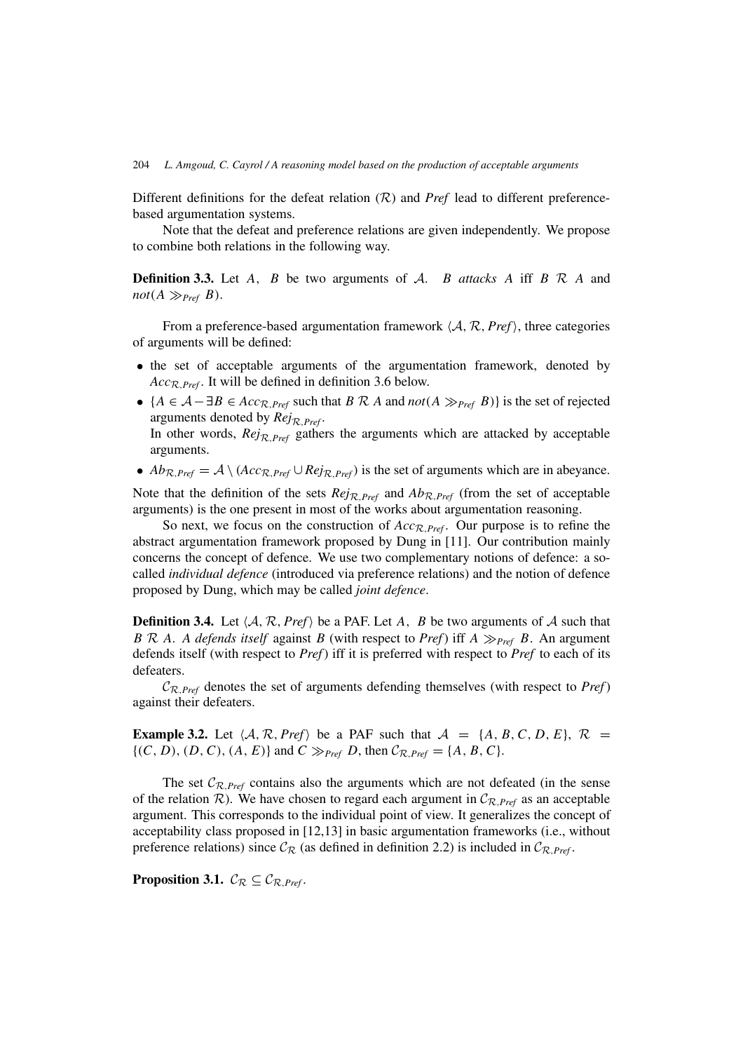Different definitions for the defeat relation ($\mathcal{R}$) and *Pref* lead to different preference-based argumentation systems.

Note that the defeat and preference relations are given independently. We propose to combine both relations in the following way.

**Definition 3.3.** Let $A$, $B$ be two arguments of $\mathcal{A}$. $B$ *attacks* $A$ iff $B\ \mathcal{R}\ A$ and $not(A \gg_{Pref} B)$.

From a preference-based argumentation framework $\langle \mathcal{A}, \mathcal{R}, Pref \rangle$, three categories of arguments will be defined:

- the set of acceptable arguments of the argumentation framework, denoted by $Acc_{\mathcal{R},Pref}$. It will be defined in definition 3.6 below.
- $\{A \in \mathcal{A} - \exists B \in Acc_{\mathcal{R},Pref}$ such that $B\ \mathcal{R}\ A$ and $not(A \gg_{Pref} B)\}$ is the set of rejected arguments denoted by $Rej_{\mathcal{R},Pref}$.
  In other words, $Rej_{\mathcal{R},Pref}$ gathers the arguments which are attacked by acceptable arguments.
- $Ab_{\mathcal{R},Pref} = \mathcal{A} \setminus (Acc_{\mathcal{R},Pref} \cup Rej_{\mathcal{R},Pref})$ is the set of arguments which are in abeyance.

Note that the definition of the sets $Rej_{\mathcal{R},Pref}$ and $Ab_{\mathcal{R},Pref}$ (from the set of acceptable arguments) is the one present in most of the works about argumentation reasoning.

So next, we focus on the construction of $Acc_{\mathcal{R},Pref}$. Our purpose is to refine the abstract argumentation framework proposed by Dung in [11]. Our contribution mainly concerns the concept of defence. We use two complementary notions of defence: a so-called *individual defence* (introduced via preference relations) and the notion of defence proposed by Dung, which may be called *joint defence*.

**Definition 3.4.** Let $\langle \mathcal{A}, \mathcal{R}, Pref \rangle$ be a PAF. Let $A$, $B$ be two arguments of $\mathcal{A}$ such that $B\ \mathcal{R}\ A$. $A$ *defends itself* against $B$ (with respect to *Pref*) iff $A \gg_{Pref} B$. An argument defends itself (with respect to *Pref*) iff it is preferred with respect to *Pref* to each of its defeaters.

$\mathcal{C}_{\mathcal{R},Pref}$ denotes the set of arguments defending themselves (with respect to *Pref*) against their defeaters.

**Example 3.2.** Let $\langle \mathcal{A}, \mathcal{R}, Pref \rangle$ be a PAF such that $\mathcal{A} = \{A, B, C, D, E\}$, $\mathcal{R} = \{(C, D), (D, C), (A, E)\}$ and $C \gg_{Pref} D$, then $\mathcal{C}_{\mathcal{R},Pref} = \{A, B, C\}$.

The set $\mathcal{C}_{\mathcal{R},Pref}$ contains also the arguments which are not defeated (in the sense of the relation $\mathcal{R}$). We have chosen to regard each argument in $\mathcal{C}_{\mathcal{R},Pref}$ as an acceptable argument. This corresponds to the individual point of view. It generalizes the concept of acceptability class proposed in [12,13] in basic argumentation frameworks (i.e., without preference relations) since $\mathcal{C}_{\mathcal{R}}$ (as defined in definition 2.2) is included in $\mathcal{C}_{\mathcal{R},Pref}$.

**Proposition 3.1.** $\mathcal{C}_{\mathcal{R}} \subseteq \mathcal{C}_{\mathcal{R},Pref}$.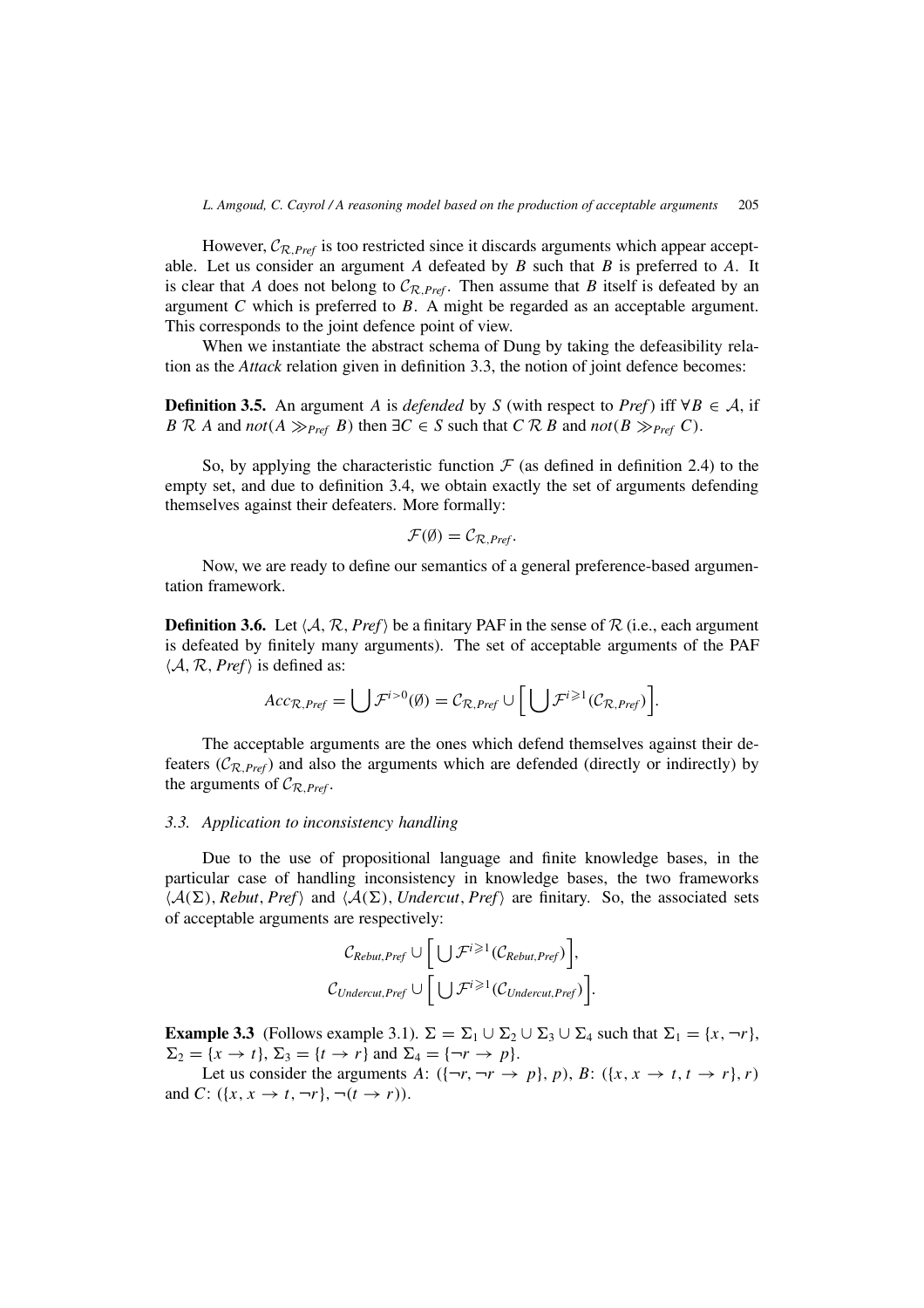However, $\mathcal{C}_{\mathcal{R},Pref}$ is too restricted since it discards arguments which appear acceptable. Let us consider an argument $A$ defeated by $B$ such that $B$ is preferred to $A$. It is clear that $A$ does not belong to $\mathcal{C}_{\mathcal{R},Pref}$. Then assume that $B$ itself is defeated by an argument $C$ which is preferred to $B$. $A$ might be regarded as an acceptable argument. This corresponds to the joint defence point of view.

When we instantiate the abstract schema of Dung by taking the defeasibility relation as the *Attack* relation given in definition 3.3, the notion of joint defence becomes:

**Definition 3.5.** An argument $A$ is *defended* by $S$ (with respect to *Pref*) iff $\forall B \in \mathcal{A}$, if $B \mathrel{\mathcal{R}} A$ and $not(A \gg_{Pref} B)$ then $\exists C \in S$ such that $C \mathrel{\mathcal{R}} B$ and $not(B \gg_{Pref} C)$.

So, by applying the characteristic function $\mathcal{F}$ (as defined in definition 2.4) to the empty set, and due to definition 3.4, we obtain exactly the set of arguments defending themselves against their defeaters. More formally:

$$\mathcal{F}(\emptyset) = \mathcal{C}_{\mathcal{R},Pref}.$$

Now, we are ready to define our semantics of a general preference-based argumentation framework.

**Definition 3.6.** Let $\langle \mathcal{A}, \mathcal{R}, Pref \rangle$ be a finitary PAF in the sense of $\mathcal{R}$ (i.e., each argument is defeated by finitely many arguments). The set of acceptable arguments of the PAF $\langle \mathcal{A}, \mathcal{R}, Pref \rangle$ is defined as:

$$Acc_{\mathcal{R},Pref} = \bigcup \mathcal{F}^{i>0}(\emptyset) = \mathcal{C}_{\mathcal{R},Pref} \cup \Big[ \bigcup \mathcal{F}^{i \geqslant 1}(\mathcal{C}_{\mathcal{R},Pref}) \Big].$$

The acceptable arguments are the ones which defend themselves against their defeaters ($\mathcal{C}_{\mathcal{R},Pref}$) and also the arguments which are defended (directly or indirectly) by the arguments of $\mathcal{C}_{\mathcal{R},Pref}$.

### 3.3. Application to inconsistency handling

Due to the use of propositional language and finite knowledge bases, in the particular case of handling inconsistency in knowledge bases, the two frameworks $\langle \mathcal{A}(\Sigma), Rebut, Pref \rangle$ and $\langle \mathcal{A}(\Sigma), Undercut, Pref \rangle$ are finitary. So, the associated sets of acceptable arguments are respectively:

$$\mathcal{C}_{Rebut,Pref} \cup \Big[ \bigcup \mathcal{F}^{i \geqslant 1}(\mathcal{C}_{Rebut,Pref}) \Big],$$
$$\mathcal{C}_{Undercut,Pref} \cup \Big[ \bigcup \mathcal{F}^{i \geqslant 1}(\mathcal{C}_{Undercut,Pref}) \Big].$$

**Example 3.3** (Follows example 3.1). $\Sigma = \Sigma_1 \cup \Sigma_2 \cup \Sigma_3 \cup \Sigma_4$ such that $\Sigma_1 = \{x, \neg r\}$, $\Sigma_2 = \{x \to t\}$, $\Sigma_3 = \{t \to r\}$ and $\Sigma_4 = \{\neg r \to p\}$.

Let us consider the arguments $A$: $(\{\neg r, \neg r \to p\}, p)$, $B$: $(\{x, x \to t, t \to r\}, r)$ and $C$: $(\{x, x \to t, \neg r\}, \neg(t \to r))$.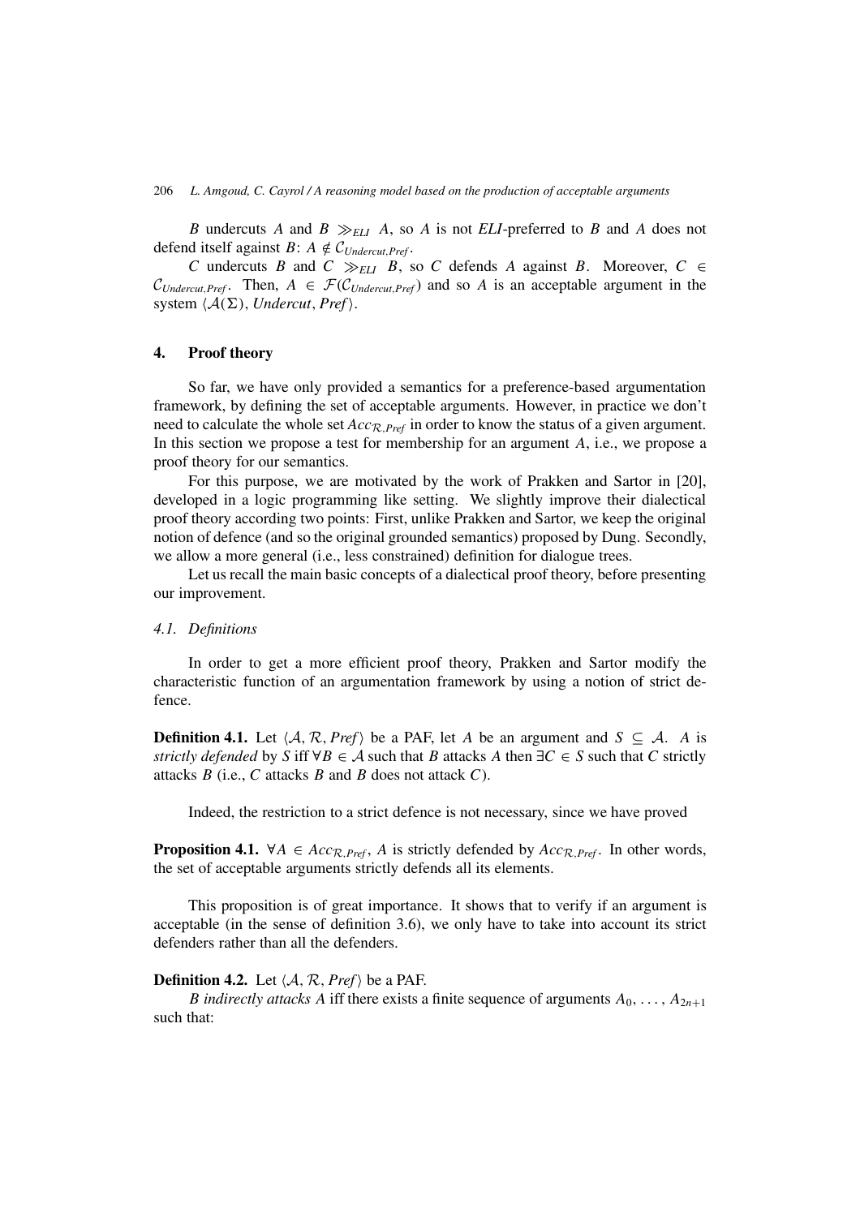$B$ undercuts $A$ and $B \gg_{ELI} A$, so $A$ is not *ELI*-preferred to $B$ and $A$ does not defend itself against $B$: $A \notin \mathcal{C}_{Undercut,Pref}$.

$C$ undercuts $B$ and $C \gg_{ELI} B$, so $C$ defends $A$ against $B$. Moreover, $C \in \mathcal{C}_{Undercut,Pref}$. Then, $A \in \mathcal{F}(\mathcal{C}_{Undercut,Pref})$ and so $A$ is an acceptable argument in the system $\langle \mathcal{A}(\Sigma), Undercut, Pref \rangle$.

## 4. Proof theory

So far, we have only provided a semantics for a preference-based argumentation framework, by defining the set of acceptable arguments. However, in practice we don't need to calculate the whole set $Acc_{\mathcal{R},Pref}$ in order to know the status of a given argument. In this section we propose a test for membership for an argument $A$, i.e., we propose a proof theory for our semantics.

For this purpose, we are motivated by the work of Prakken and Sartor in [20], developed in a logic programming like setting. We slightly improve their dialectical proof theory according two points: First, unlike Prakken and Sartor, we keep the original notion of defence (and so the original grounded semantics) proposed by Dung. Secondly, we allow a more general (i.e., less constrained) definition for dialogue trees.

Let us recall the main basic concepts of a dialectical proof theory, before presenting our improvement.

### *4.1. Definitions*

In order to get a more efficient proof theory, Prakken and Sartor modify the characteristic function of an argumentation framework by using a notion of strict defence.

**Definition 4.1.** Let $\langle \mathcal{A}, \mathcal{R}, Pref \rangle$ be a PAF, let $A$ be an argument and $S \subseteq \mathcal{A}$. $A$ is *strictly defended* by $S$ iff $\forall B \in \mathcal{A}$ such that $B$ attacks $A$ then $\exists C \in S$ such that $C$ strictly attacks $B$ (i.e., $C$ attacks $B$ and $B$ does not attack $C$).

Indeed, the restriction to a strict defence is not necessary, since we have proved

**Proposition 4.1.** $\forall A \in Acc_{\mathcal{R},Pref}$, $A$ is strictly defended by $Acc_{\mathcal{R},Pref}$. In other words, the set of acceptable arguments strictly defends all its elements.

This proposition is of great importance. It shows that to verify if an argument is acceptable (in the sense of definition 3.6), we only have to take into account its strict defenders rather than all the defenders.

**Definition 4.2.** Let $\langle \mathcal{A}, \mathcal{R}, Pref \rangle$ be a PAF.

*B indirectly attacks A* iff there exists a finite sequence of arguments $A_0, \ldots, A_{2n+1}$ such that: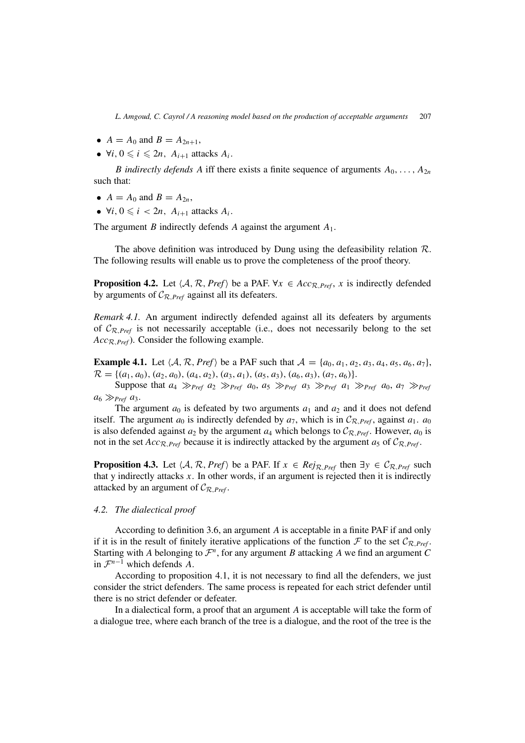- $A = A_0$ and $B = A_{2n+1}$,
- $\forall i, 0 \leqslant i \leqslant 2n,\ A_{i+1}$ attacks $A_i$.

*B indirectly defends A* iff there exists a finite sequence of arguments $A_0, \ldots, A_{2n}$ such that:

- $A = A_0$ and $B = A_{2n}$,
- $\forall i, 0 \leqslant i < 2n,\ A_{i+1}$ attacks $A_i$.

The argument $B$ indirectly defends $A$ against the argument $A_1$.

The above definition was introduced by Dung using the defeasibility relation $\mathcal{R}$. The following results will enable us to prove the completeness of the proof theory.

**Proposition 4.2.** Let $\langle \mathcal{A}, \mathcal{R}, \mathit{Pref} \rangle$ be a PAF. $\forall x \in \mathit{Acc}_{\mathcal{R},\mathit{Pref}}$, $x$ is indirectly defended by arguments of $\mathcal{C}_{\mathcal{R},\mathit{Pref}}$ against all its defeaters.

*Remark 4.1.* An argument indirectly defended against all its defeaters by arguments of $\mathcal{C}_{\mathcal{R},\mathit{Pref}}$ is not necessarily acceptable (i.e., does not necessarily belong to the set $\mathit{Acc}_{\mathcal{R},\mathit{Pref}}$). Consider the following example.

**Example 4.1.** Let $\langle \mathcal{A}, \mathcal{R}, \mathit{Pref} \rangle$ be a PAF such that $\mathcal{A} = \{a_0, a_1, a_2, a_3, a_4, a_5, a_6, a_7\}$, $\mathcal{R} = \{(a_1, a_0), (a_2, a_0), (a_4, a_2), (a_3, a_1), (a_5, a_3), (a_6, a_3), (a_7, a_6)\}$.

Suppose that $a_4 \gg_{\mathit{Pref}} a_2 \gg_{\mathit{Pref}} a_0$, $a_5 \gg_{\mathit{Pref}} a_3 \gg_{\mathit{Pref}} a_1 \gg_{\mathit{Pref}} a_0$, $a_7 \gg_{\mathit{Pref}} a_6 \gg_{\mathit{Pref}} a_3$.

The argument $a_0$ is defeated by two arguments $a_1$ and $a_2$ and it does not defend itself. The argument $a_0$ is indirectly defended by $a_7$, which is in $\mathcal{C}_{\mathcal{R},\mathit{Pref}}$, against $a_1$. $a_0$ is also defended against $a_2$ by the argument $a_4$ which belongs to $\mathcal{C}_{\mathcal{R},\mathit{Pref}}$. However, $a_0$ is not in the set $\mathit{Acc}_{\mathcal{R},\mathit{Pref}}$ because it is indirectly attacked by the argument $a_5$ of $\mathcal{C}_{\mathcal{R},\mathit{Pref}}$.

**Proposition 4.3.** Let $\langle \mathcal{A}, \mathcal{R}, \mathit{Pref} \rangle$ be a PAF. If $x \in \mathit{Rej}_{\mathcal{R},\mathit{Pref}}$ then $\exists y \in \mathcal{C}_{\mathcal{R},\mathit{Pref}}$ such that y indirectly attacks $x$. In other words, if an argument is rejected then it is indirectly attacked by an argument of $\mathcal{C}_{\mathcal{R},\mathit{Pref}}$.

### 4.2. The dialectical proof

According to definition 3.6, an argument $A$ is acceptable in a finite PAF if and only if it is in the result of finitely iterative applications of the function $\mathcal{F}$ to the set $\mathcal{C}_{\mathcal{R},\mathit{Pref}}$. Starting with $A$ belonging to $\mathcal{F}^n$, for any argument $B$ attacking $A$ we find an argument $C$ in $\mathcal{F}^{n-1}$ which defends $A$.

According to proposition 4.1, it is not necessary to find all the defenders, we just consider the strict defenders. The same process is repeated for each strict defender until there is no strict defender or defeater.

In a dialectical form, a proof that an argument $A$ is acceptable will take the form of a dialogue tree, where each branch of the tree is a dialogue, and the root of the tree is the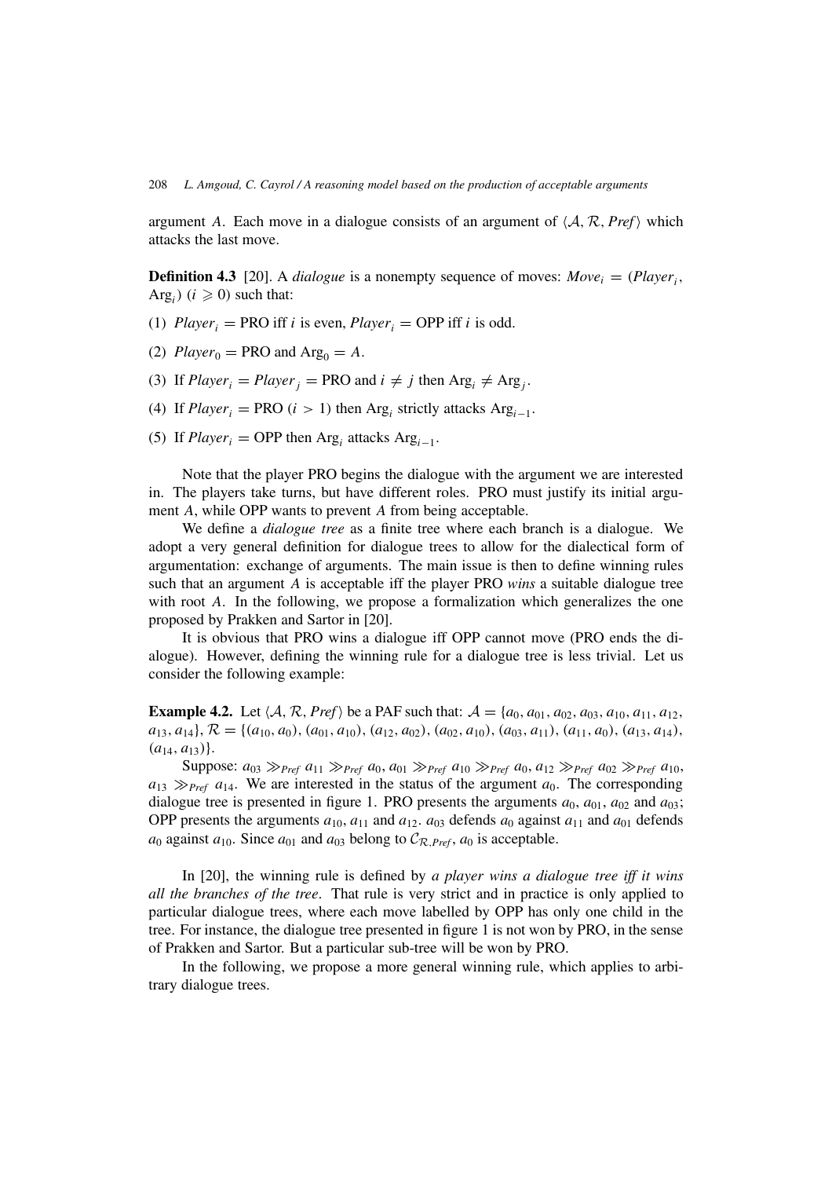argument $A$. Each move in a dialogue consists of an argument of $\langle \mathcal{A}, \mathcal{R}, \mathit{Pref} \rangle$ which attacks the last move.

**Definition 4.3** [20]. A *dialogue* is a nonempty sequence of moves: $\mathit{Move}_i = (\mathit{Player}_i, \mathrm{Arg}_i)$ ($i \geqslant 0$) such that:

(1) $\mathit{Player}_i = \mathrm{PRO}$ iff $i$ is even, $\mathit{Player}_i = \mathrm{OPP}$ iff $i$ is odd.

(2) $\mathit{Player}_0 = \mathrm{PRO}$ and $\mathrm{Arg}_0 = A$.

(3) If $\mathit{Player}_i = \mathit{Player}_j = \mathrm{PRO}$ and $i \neq j$ then $\mathrm{Arg}_i \neq \mathrm{Arg}_j$.

(4) If $\mathit{Player}_i = \mathrm{PRO}$ ($i > 1$) then $\mathrm{Arg}_i$ strictly attacks $\mathrm{Arg}_{i-1}$.

(5) If $\mathit{Player}_i = \mathrm{OPP}$ then $\mathrm{Arg}_i$ attacks $\mathrm{Arg}_{i-1}$.

Note that the player PRO begins the dialogue with the argument we are interested in. The players take turns, but have different roles. PRO must justify its initial argument $A$, while OPP wants to prevent $A$ from being acceptable.

We define a *dialogue tree* as a finite tree where each branch is a dialogue. We adopt a very general definition for dialogue trees to allow for the dialectical form of argumentation: exchange of arguments. The main issue is then to define winning rules such that an argument $A$ is acceptable iff the player PRO *wins* a suitable dialogue tree with root $A$. In the following, we propose a formalization which generalizes the one proposed by Prakken and Sartor in [20].

It is obvious that PRO wins a dialogue iff OPP cannot move (PRO ends the dialogue). However, defining the winning rule for a dialogue tree is less trivial. Let us consider the following example:

**Example 4.2.** Let $\langle \mathcal{A}, \mathcal{R}, \mathit{Pref} \rangle$ be a PAF such that: $\mathcal{A} = \{a_0, a_{01}, a_{02}, a_{03}, a_{10}, a_{11}, a_{12}, a_{13}, a_{14}\}$, $\mathcal{R} = \{(a_{10}, a_0), (a_{01}, a_{10}), (a_{12}, a_{02}), (a_{02}, a_{10}), (a_{03}, a_{11}), (a_{11}, a_0), (a_{13}, a_{14}), (a_{14}, a_{13})\}$.

Suppose: $a_{03} \gg_{\mathit{Pref}} a_{11} \gg_{\mathit{Pref}} a_0$, $a_{01} \gg_{\mathit{Pref}} a_{10} \gg_{\mathit{Pref}} a_0$, $a_{12} \gg_{\mathit{Pref}} a_{02} \gg_{\mathit{Pref}} a_{10}$, $a_{13} \gg_{\mathit{Pref}} a_{14}$. We are interested in the status of the argument $a_0$. The corresponding dialogue tree is presented in figure 1. PRO presents the arguments $a_0$, $a_{01}$, $a_{02}$ and $a_{03}$; OPP presents the arguments $a_{10}$, $a_{11}$ and $a_{12}$. $a_{03}$ defends $a_0$ against $a_{11}$ and $a_{01}$ defends $a_0$ against $a_{10}$. Since $a_{01}$ and $a_{03}$ belong to $\mathcal{C}_{\mathcal{R},\mathit{Pref}}$, $a_0$ is acceptable.

In [20], the winning rule is defined by *a player wins a dialogue tree iff it wins all the branches of the tree*. That rule is very strict and in practice is only applied to particular dialogue trees, where each move labelled by OPP has only one child in the tree. For instance, the dialogue tree presented in figure 1 is not won by PRO, in the sense of Prakken and Sartor. But a particular sub-tree will be won by PRO.

In the following, we propose a more general winning rule, which applies to arbitrary dialogue trees.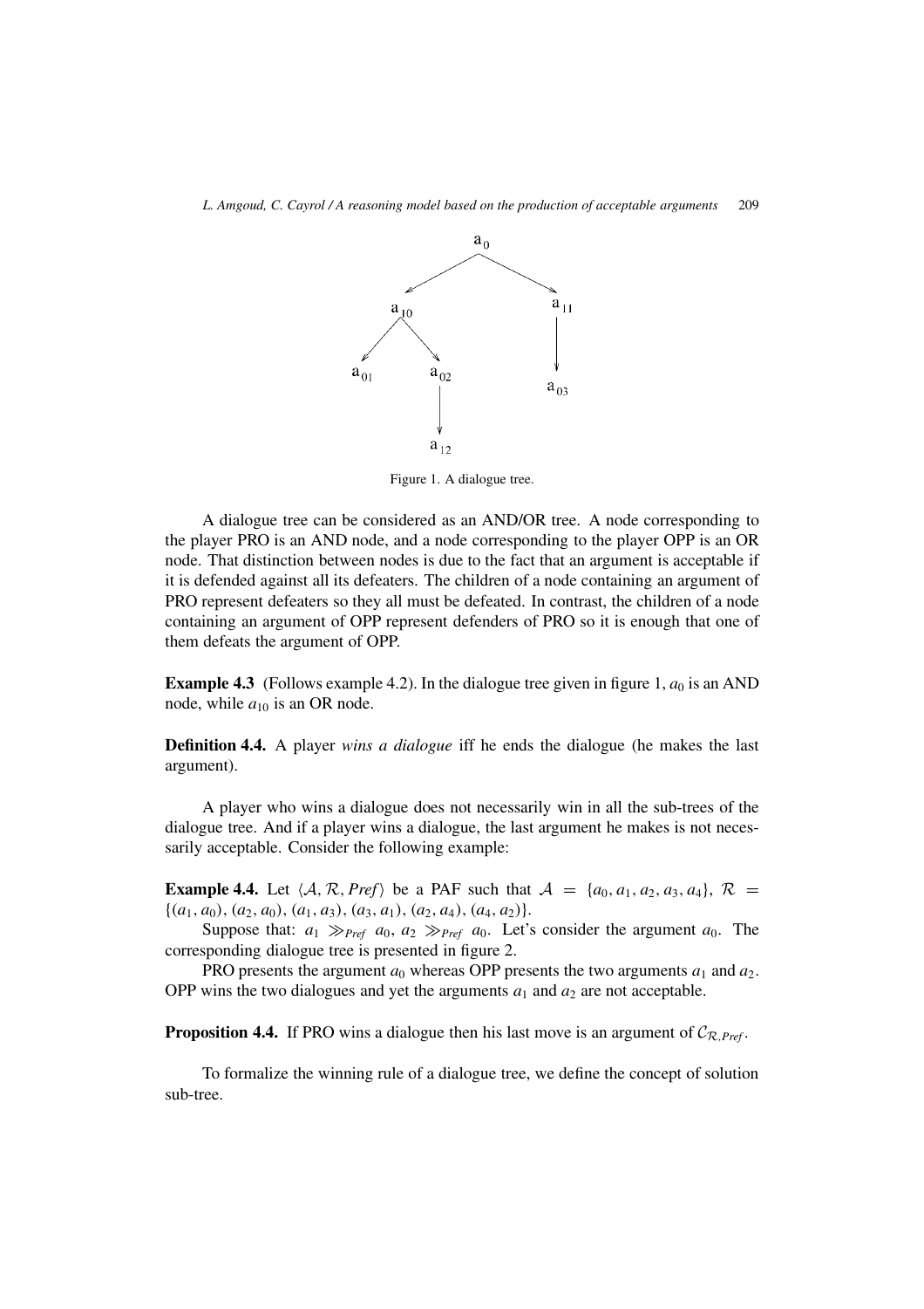Figure 1. A dialogue tree.

A dialogue tree can be considered as an AND/OR tree. A node corresponding to the player PRO is an AND node, and a node corresponding to the player OPP is an OR node. That distinction between nodes is due to the fact that an argument is acceptable if it is defended against all its defeaters. The children of a node containing an argument of PRO represent defeaters so they all must be defeated. In contrast, the children of a node containing an argument of OPP represent defenders of PRO so it is enough that one of them defeats the argument of OPP.

**Example 4.3** (Follows example 4.2). In the dialogue tree given in figure 1, $a_0$ is an AND node, while $a_{10}$ is an OR node.

**Definition 4.4.** A player *wins a dialogue* iff he ends the dialogue (he makes the last argument).

A player who wins a dialogue does not necessarily win in all the sub-trees of the dialogue tree. And if a player wins a dialogue, the last argument he makes is not necessarily acceptable. Consider the following example:

**Example 4.4.** Let $\langle \mathcal{A}, \mathcal{R}, \mathit{Pref} \rangle$ be a PAF such that $\mathcal{A} = \{a_0, a_1, a_2, a_3, a_4\}$, $\mathcal{R} = \{(a_1, a_0), (a_2, a_0), (a_1, a_3), (a_3, a_1), (a_2, a_4), (a_4, a_2)\}$.

Suppose that: $a_1 \gg_{\mathit{Pref}} a_0$, $a_2 \gg_{\mathit{Pref}} a_0$. Let's consider the argument $a_0$. The corresponding dialogue tree is presented in figure 2.

PRO presents the argument $a_0$ whereas OPP presents the two arguments $a_1$ and $a_2$. OPP wins the two dialogues and yet the arguments $a_1$ and $a_2$ are not acceptable.

**Proposition 4.4.** If PRO wins a dialogue then his last move is an argument of $\mathcal{C}_{\mathcal{R},\mathit{Pref}}$.

To formalize the winning rule of a dialogue tree, we define the concept of solution sub-tree.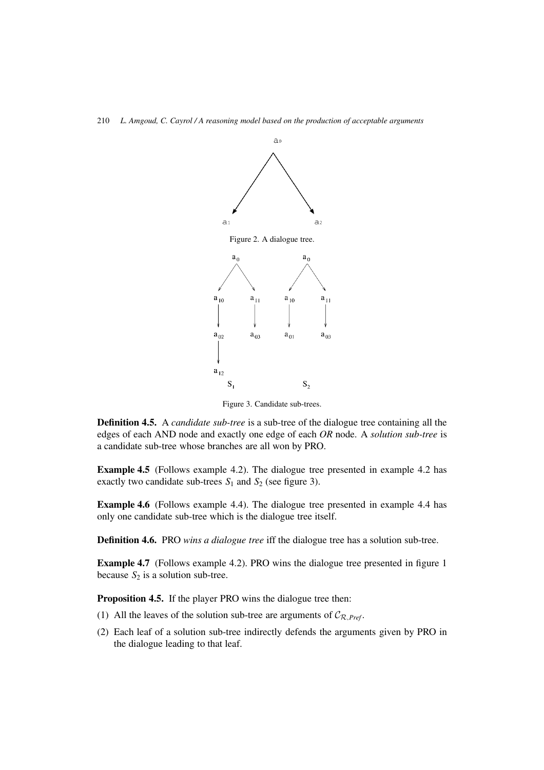Figure 2. A dialogue tree.

Figure 3. Candidate sub-trees.

**Definition 4.5.** A *candidate sub-tree* is a sub-tree of the dialogue tree containing all the edges of each AND node and exactly one edge of each *OR* node. A *solution sub-tree* is a candidate sub-tree whose branches are all won by PRO.

**Example 4.5** (Follows example 4.2). The dialogue tree presented in example 4.2 has exactly two candidate sub-trees $S_1$ and $S_2$ (see figure 3).

**Example 4.6** (Follows example 4.4). The dialogue tree presented in example 4.4 has only one candidate sub-tree which is the dialogue tree itself.

**Definition 4.6.** PRO *wins a dialogue tree* iff the dialogue tree has a solution sub-tree.

**Example 4.7** (Follows example 4.2). PRO wins the dialogue tree presented in figure 1 because $S_2$ is a solution sub-tree.

**Proposition 4.5.** If the player PRO wins the dialogue tree then:

(1) All the leaves of the solution sub-tree are arguments of $\mathcal{C}_{\mathcal{R},Pref}$.

(2) Each leaf of a solution sub-tree indirectly defends the arguments given by PRO in the dialogue leading to that leaf.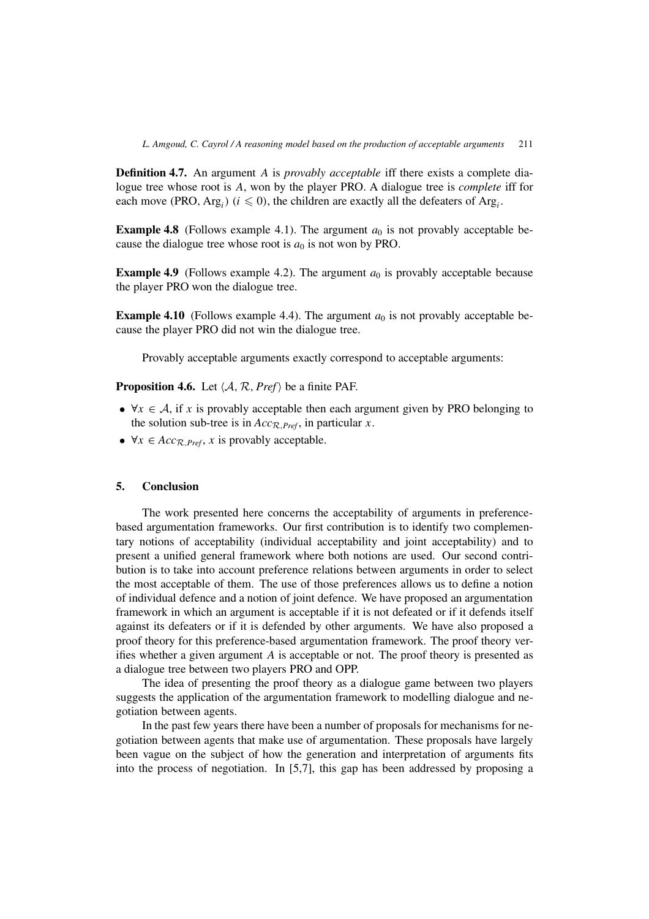**Definition 4.7.** An argument $A$ is *provably acceptable* iff there exists a complete dialogue tree whose root is $A$, won by the player PRO. A dialogue tree is *complete* iff for each move (PRO, $\text{Arg}_i$) ($i \leqslant 0$), the children are exactly all the defeaters of $\text{Arg}_i$.

**Example 4.8** (Follows example 4.1). The argument $a_0$ is not provably acceptable because the dialogue tree whose root is $a_0$ is not won by PRO.

**Example 4.9** (Follows example 4.2). The argument $a_0$ is provably acceptable because the player PRO won the dialogue tree.

**Example 4.10** (Follows example 4.4). The argument $a_0$ is not provably acceptable because the player PRO did not win the dialogue tree.

Provably acceptable arguments exactly correspond to acceptable arguments:

**Proposition 4.6.** Let $\langle \mathcal{A}, \mathcal{R}, \mathit{Pref} \rangle$ be a finite PAF.

- $\forall x \in \mathcal{A}$, if $x$ is provably acceptable then each argument given by PRO belonging to the solution sub-tree is in $\mathit{Acc}_{\mathcal{R},\mathit{Pref}}$, in particular $x$.
- $\forall x \in \mathit{Acc}_{\mathcal{R},\mathit{Pref}}$, $x$ is provably acceptable.

## 5. Conclusion

The work presented here concerns the acceptability of arguments in preference-based argumentation frameworks. Our first contribution is to identify two complementary notions of acceptability (individual acceptability and joint acceptability) and to present a unified general framework where both notions are used. Our second contribution is to take into account preference relations between arguments in order to select the most acceptable of them. The use of those preferences allows us to define a notion of individual defence and a notion of joint defence. We have proposed an argumentation framework in which an argument is acceptable if it is not defeated or if it defends itself against its defeaters or if it is defended by other arguments. We have also proposed a proof theory for this preference-based argumentation framework. The proof theory verifies whether a given argument $A$ is acceptable or not. The proof theory is presented as a dialogue tree between two players PRO and OPP.

The idea of presenting the proof theory as a dialogue game between two players suggests the application of the argumentation framework to modelling dialogue and negotiation between agents.

In the past few years there have been a number of proposals for mechanisms for negotiation between agents that make use of argumentation. These proposals have largely been vague on the subject of how the generation and interpretation of arguments fits into the process of negotiation. In [5,7], this gap has been addressed by proposing a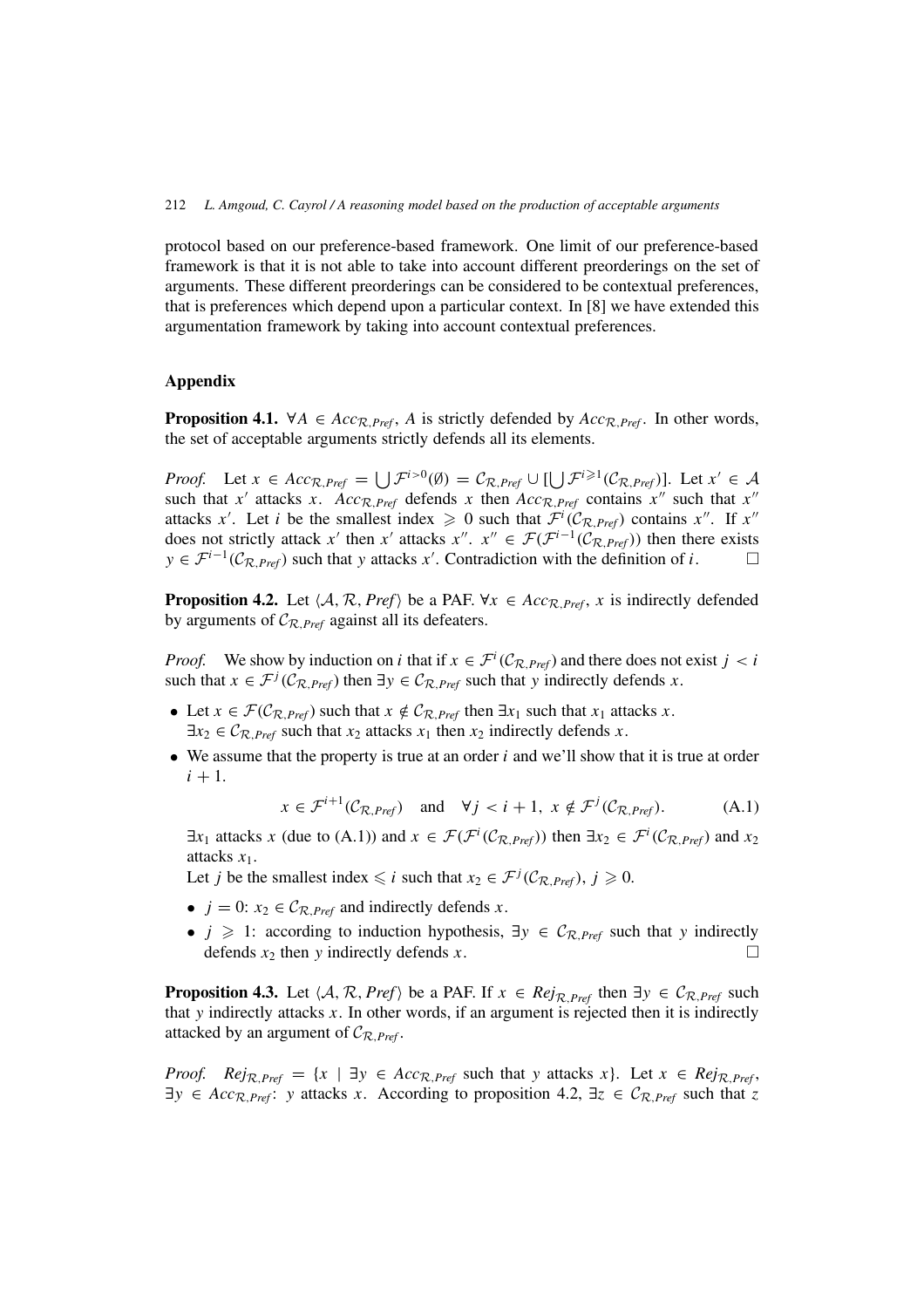protocol based on our preference-based framework. One limit of our preference-based framework is that it is not able to take into account different preorderings on the set of arguments. These different preorderings can be considered to be contextual preferences, that is preferences which depend upon a particular context. In [8] we have extended this argumentation framework by taking into account contextual preferences.

## Appendix

**Proposition 4.1.** $\forall A \in Acc_{\mathcal{R},Pref}$, $A$ is strictly defended by $Acc_{\mathcal{R},Pref}$. In other words, the set of acceptable arguments strictly defends all its elements.

*Proof.* Let $x \in Acc_{\mathcal{R},Pref} = \bigcup \mathcal{F}^{i>0}(\emptyset) = \mathcal{C}_{\mathcal{R},Pref} \cup [\bigcup \mathcal{F}^{i\geqslant 1}(\mathcal{C}_{\mathcal{R},Pref})]$. Let $x' \in \mathcal{A}$ such that $x'$ attacks $x$. $Acc_{\mathcal{R},Pref}$ defends $x$ then $Acc_{\mathcal{R},Pref}$ contains $x''$ such that $x''$ attacks $x'$. Let $i$ be the smallest index $\geqslant 0$ such that $\mathcal{F}^i(\mathcal{C}_{\mathcal{R},Pref})$ contains $x''$. If $x''$ does not strictly attack $x'$ then $x'$ attacks $x''$. $x'' \in \mathcal{F}(\mathcal{F}^{i-1}(\mathcal{C}_{\mathcal{R},Pref}))$ then there exists $y \in \mathcal{F}^{i-1}(\mathcal{C}_{\mathcal{R},Pref})$ such that $y$ attacks $x'$. Contradiction with the definition of $i$. $\square$

**Proposition 4.2.** Let $\langle \mathcal{A}, \mathcal{R}, Pref \rangle$ be a PAF. $\forall x \in Acc_{\mathcal{R},Pref}$, $x$ is indirectly defended by arguments of $\mathcal{C}_{\mathcal{R},Pref}$ against all its defeaters.

*Proof.* We show by induction on $i$ that if $x \in \mathcal{F}^i(\mathcal{C}_{\mathcal{R},Pref})$ and there does not exist $j < i$ such that $x \in \mathcal{F}^j(\mathcal{C}_{\mathcal{R},Pref})$ then $\exists y \in \mathcal{C}_{\mathcal{R},Pref}$ such that $y$ indirectly defends $x$.

- Let $x \in \mathcal{F}(\mathcal{C}_{\mathcal{R},Pref})$ such that $x \notin \mathcal{C}_{\mathcal{R},Pref}$ then $\exists x_1$ such that $x_1$ attacks $x$. $\exists x_2 \in \mathcal{C}_{\mathcal{R},Pref}$ such that $x_2$ attacks $x_1$ then $x_2$ indirectly defends $x$.
- We assume that the property is true at an order $i$ and we'll show that it is true at order $i+1$.

$$x \in \mathcal{F}^{i+1}(\mathcal{C}_{\mathcal{R},Pref}) \quad \text{and} \quad \forall j < i+1,\ x \notin \mathcal{F}^j(\mathcal{C}_{\mathcal{R},Pref}). \tag{A.1}$$

  $\exists x_1$ attacks $x$ (due to (A.1)) and $x \in \mathcal{F}(\mathcal{F}^i(\mathcal{C}_{\mathcal{R},Pref}))$ then $\exists x_2 \in \mathcal{F}^i(\mathcal{C}_{\mathcal{R},Pref})$ and $x_2$ attacks $x_1$.

  Let $j$ be the smallest index $\leqslant i$ such that $x_2 \in \mathcal{F}^j(\mathcal{C}_{\mathcal{R},Pref})$, $j \geqslant 0$.

  - $j = 0$: $x_2 \in \mathcal{C}_{\mathcal{R},Pref}$ and indirectly defends $x$.
  - $j \geqslant 1$: according to induction hypothesis, $\exists y \in \mathcal{C}_{\mathcal{R},Pref}$ such that $y$ indirectly defends $x_2$ then $y$ indirectly defends $x$. $\square$

**Proposition 4.3.** Let $\langle \mathcal{A}, \mathcal{R}, Pref \rangle$ be a PAF. If $x \in Rej_{\mathcal{R},Pref}$ then $\exists y \in \mathcal{C}_{\mathcal{R},Pref}$ such that $y$ indirectly attacks $x$. In other words, if an argument is rejected then it is indirectly attacked by an argument of $\mathcal{C}_{\mathcal{R},Pref}$.

*Proof.* $Rej_{\mathcal{R},Pref} = \{x \mid \exists y \in Acc_{\mathcal{R},Pref}$ such that $y$ attacks $x\}$. Let $x \in Rej_{\mathcal{R},Pref}$, $\exists y \in Acc_{\mathcal{R},Pref}$: $y$ attacks $x$. According to proposition 4.2, $\exists z \in \mathcal{C}_{\mathcal{R},Pref}$ such that $z$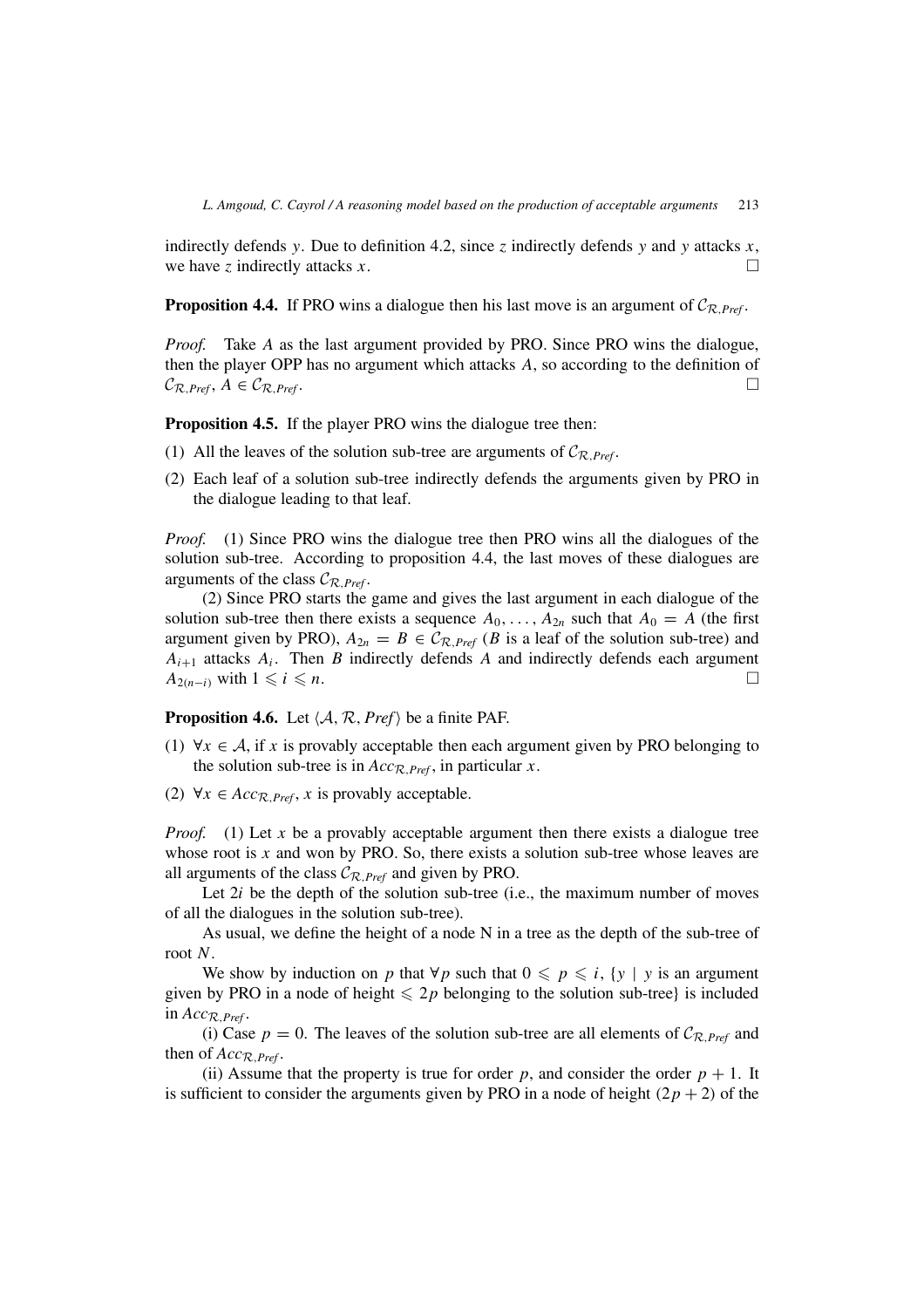indirectly defends $y$. Due to definition 4.2, since $z$ indirectly defends $y$ and $y$ attacks $x$, we have $z$ indirectly attacks $x$. □

**Proposition 4.4.** If PRO wins a dialogue then his last move is an argument of $\mathcal{C}_{\mathcal{R},Pref}$.

*Proof.* Take $A$ as the last argument provided by PRO. Since PRO wins the dialogue, then the player OPP has no argument which attacks $A$, so according to the definition of $\mathcal{C}_{\mathcal{R},Pref}$, $A \in \mathcal{C}_{\mathcal{R},Pref}$. □

**Proposition 4.5.** If the player PRO wins the dialogue tree then:

(1) All the leaves of the solution sub-tree are arguments of $\mathcal{C}_{\mathcal{R},Pref}$.

(2) Each leaf of a solution sub-tree indirectly defends the arguments given by PRO in the dialogue leading to that leaf.

*Proof.* (1) Since PRO wins the dialogue tree then PRO wins all the dialogues of the solution sub-tree. According to proposition 4.4, the last moves of these dialogues are arguments of the class $\mathcal{C}_{\mathcal{R},Pref}$.

(2) Since PRO starts the game and gives the last argument in each dialogue of the solution sub-tree then there exists a sequence $A_0, \ldots, A_{2n}$ such that $A_0 = A$ (the first argument given by PRO), $A_{2n} = B \in \mathcal{C}_{\mathcal{R},Pref}$ ($B$ is a leaf of the solution sub-tree) and $A_{i+1}$ attacks $A_i$. Then $B$ indirectly defends $A$ and indirectly defends each argument $A_{2(n-i)}$ with $1 \leqslant i \leqslant n$. □

**Proposition 4.6.** Let $\langle \mathcal{A}, \mathcal{R}, Pref \rangle$ be a finite PAF.

(1) $\forall x \in \mathcal{A}$, if $x$ is provably acceptable then each argument given by PRO belonging to the solution sub-tree is in $Acc_{\mathcal{R},Pref}$, in particular $x$.

(2) $\forall x \in Acc_{\mathcal{R},Pref}$, $x$ is provably acceptable.

*Proof.* (1) Let $x$ be a provably acceptable argument then there exists a dialogue tree whose root is $x$ and won by PRO. So, there exists a solution sub-tree whose leaves are all arguments of the class $\mathcal{C}_{\mathcal{R},Pref}$ and given by PRO.

Let $2i$ be the depth of the solution sub-tree (i.e., the maximum number of moves of all the dialogues in the solution sub-tree).

As usual, we define the height of a node N in a tree as the depth of the sub-tree of root $N$.

We show by induction on $p$ that $\forall p$ such that $0 \leqslant p \leqslant i$, $\{y \mid y$ is an argument given by PRO in a node of height $\leqslant 2p$ belonging to the solution sub-tree$\}$ is included in $Acc_{\mathcal{R},Pref}$.

(i) Case $p = 0$. The leaves of the solution sub-tree are all elements of $\mathcal{C}_{\mathcal{R},Pref}$ and then of $Acc_{\mathcal{R},Pref}$.

(ii) Assume that the property is true for order $p$, and consider the order $p + 1$. It is sufficient to consider the arguments given by PRO in a node of height $(2p + 2)$ of the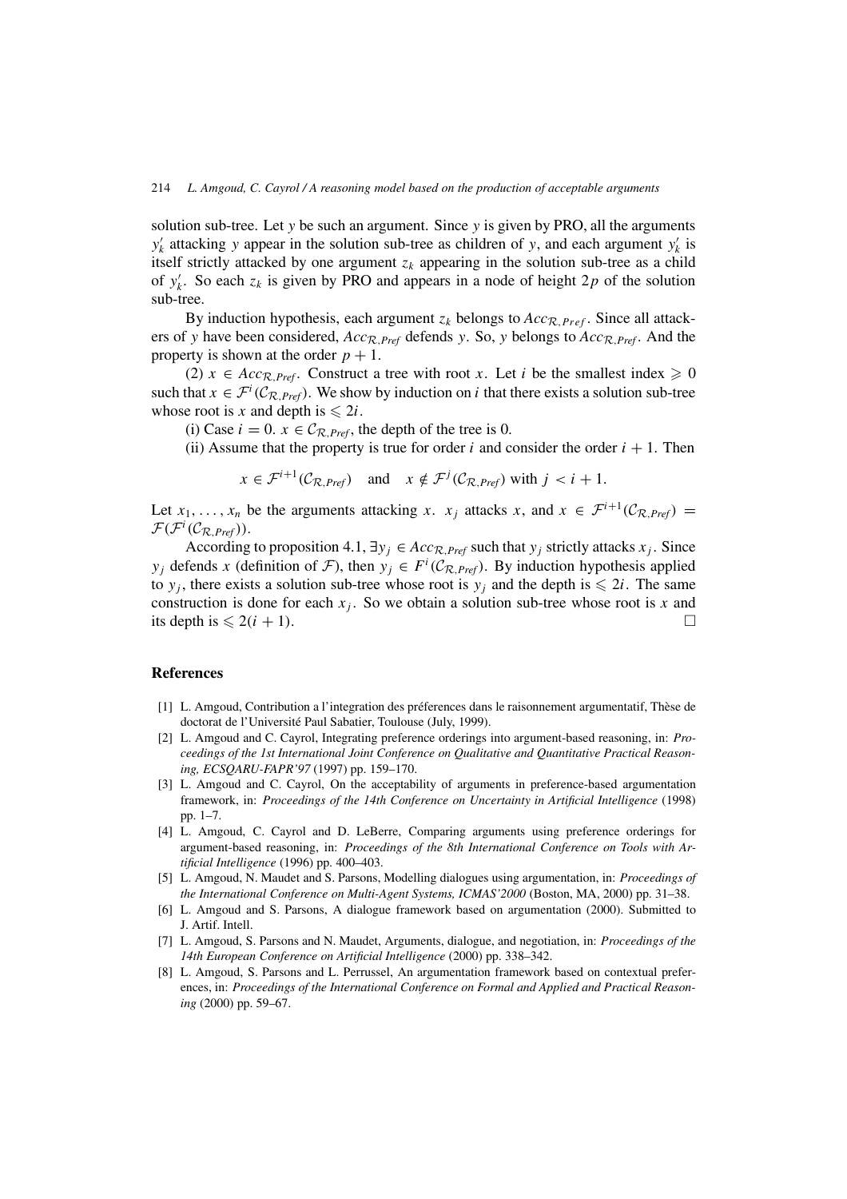solution sub-tree. Let $y$ be such an argument. Since $y$ is given by PRO, all the arguments $y'_k$ attacking $y$ appear in the solution sub-tree as children of $y$, and each argument $y'_k$ is itself strictly attacked by one argument $z_k$ appearing in the solution sub-tree as a child of $y'_k$. So each $z_k$ is given by PRO and appears in a node of height $2p$ of the solution sub-tree.

By induction hypothesis, each argument $z_k$ belongs to $Acc_{\mathcal{R},Pref}$. Since all attackers of $y$ have been considered, $Acc_{\mathcal{R},Pref}$ defends $y$. So, $y$ belongs to $Acc_{\mathcal{R},Pref}$. And the property is shown at the order $p + 1$.

(2) $x \in Acc_{\mathcal{R},Pref}$. Construct a tree with root $x$. Let $i$ be the smallest index $\geqslant 0$ such that $x \in \mathcal{F}^i(\mathcal{C}_{\mathcal{R},Pref})$. We show by induction on $i$ that there exists a solution sub-tree whose root is $x$ and depth is $\leqslant 2i$.

(i) Case $i = 0$. $x \in \mathcal{C}_{\mathcal{R},Pref}$, the depth of the tree is 0.

(ii) Assume that the property is true for order $i$ and consider the order $i + 1$. Then

$$x \in \mathcal{F}^{i+1}(\mathcal{C}_{\mathcal{R},Pref}) \quad \text{and} \quad x \notin \mathcal{F}^j(\mathcal{C}_{\mathcal{R},Pref}) \text{ with } j < i + 1.$$

Let $x_1, \ldots, x_n$ be the arguments attacking $x$. $x_j$ attacks $x$, and $x \in \mathcal{F}^{i+1}(\mathcal{C}_{\mathcal{R},Pref}) = \mathcal{F}(\mathcal{F}^i(\mathcal{C}_{\mathcal{R},Pref}))$.

According to proposition 4.1, $\exists y_j \in Acc_{\mathcal{R},Pref}$ such that $y_j$ strictly attacks $x_j$. Since $y_j$ defends $x$ (definition of $\mathcal{F}$), then $y_j \in F^i(\mathcal{C}_{\mathcal{R},Pref})$. By induction hypothesis applied to $y_j$, there exists a solution sub-tree whose root is $y_j$ and the depth is $\leqslant 2i$. The same construction is done for each $x_j$. So we obtain a solution sub-tree whose root is $x$ and its depth is $\leqslant 2(i + 1)$. □

## References

[1] L. Amgoud, Contribution a l'integration des préferences dans le raisonnement argumentatif, Thèse de doctorat de l'Université Paul Sabatier, Toulouse (July, 1999).

[2] L. Amgoud and C. Cayrol, Integrating preference orderings into argument-based reasoning, in: *Proceedings of the 1st International Joint Conference on Qualitative and Quantitative Practical Reasoning, ECSQARU-FAPR'97* (1997) pp. 159–170.

[3] L. Amgoud and C. Cayrol, On the acceptability of arguments in preference-based argumentation framework, in: *Proceedings of the 14th Conference on Uncertainty in Artificial Intelligence* (1998) pp. 1–7.

[4] L. Amgoud, C. Cayrol and D. LeBerre, Comparing arguments using preference orderings for argument-based reasoning, in: *Proceedings of the 8th International Conference on Tools with Artificial Intelligence* (1996) pp. 400–403.

[5] L. Amgoud, N. Maudet and S. Parsons, Modelling dialogues using argumentation, in: *Proceedings of the International Conference on Multi-Agent Systems, ICMAS'2000* (Boston, MA, 2000) pp. 31–38.

[6] L. Amgoud and S. Parsons, A dialogue framework based on argumentation (2000). Submitted to J. Artif. Intell.

[7] L. Amgoud, S. Parsons and N. Maudet, Arguments, dialogue, and negotiation, in: *Proceedings of the 14th European Conference on Artificial Intelligence* (2000) pp. 338–342.

[8] L. Amgoud, S. Parsons and L. Perrussel, An argumentation framework based on contextual preferences, in: *Proceedings of the International Conference on Formal and Applied and Practical Reasoning* (2000) pp. 59–67.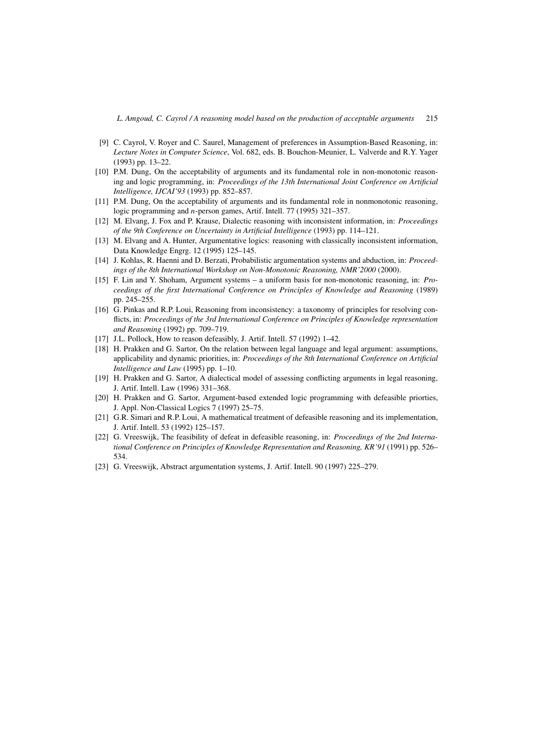[9] C. Cayrol, V. Royer and C. Saurel, Management of preferences in Assumption-Based Reasoning, in: *Lecture Notes in Computer Science*, Vol. 682, eds. B. Bouchon-Meunier, L. Valverde and R.Y. Yager (1993) pp. 13–22.

[10] P.M. Dung, On the acceptability of arguments and its fundamental role in non-monotonic reasoning and logic programming, in: *Proceedings of the 13th International Joint Conference on Artificial Intelligence, IJCAI'93* (1993) pp. 852–857.

[11] P.M. Dung, On the acceptability of arguments and its fundamental role in nonmonotonic reasoning, logic programming and $n$-person games, Artif. Intell. 77 (1995) 321–357.

[12] M. Elvang, J. Fox and P. Krause, Dialectic reasoning with inconsistent information, in: *Proceedings of the 9th Conference on Uncertainty in Artificial Intelligence* (1993) pp. 114–121.

[13] M. Elvang and A. Hunter, Argumentative logics: reasoning with classically inconsistent information, Data Knowledge Engrg. 12 (1995) 125–145.

[14] J. Kohlas, R. Haenni and D. Berzati, Probabilistic argumentation systems and abduction, in: *Proceedings of the 8th International Workshop on Non-Monotonic Reasoning, NMR'2000* (2000).

[15] F. Lin and Y. Shoham, Argument systems – a uniform basis for non-monotonic reasoning, in: *Proceedings of the first International Conference on Principles of Knowledge and Reasoning* (1989) pp. 245–255.

[16] G. Pinkas and R.P. Loui, Reasoning from inconsistency: a taxonomy of principles for resolving conflicts, in: *Proceedings of the 3rd International Conference on Principles of Knowledge representation and Reasoning* (1992) pp. 709–719.

[17] J.L. Pollock, How to reason defeasibly, J. Artif. Intell. 57 (1992) 1–42.

[18] H. Prakken and G. Sartor, On the relation between legal language and legal argument: assumptions, applicability and dynamic priorities, in: *Proceedings of the 8th International Conference on Artificial Intelligence and Law* (1995) pp. 1–10.

[19] H. Prakken and G. Sartor, A dialectical model of assessing conflicting arguments in legal reasoning, J. Artif. Intell. Law (1996) 331–368.

[20] H. Prakken and G. Sartor, Argument-based extended logic programming with defeasible priorties, J. Appl. Non-Classical Logics 7 (1997) 25–75.

[21] G.R. Simari and R.P. Loui, A mathematical treatment of defeasible reasoning and its implementation, J. Artif. Intell. 53 (1992) 125–157.

[22] G. Vreeswijk, The feasibility of defeat in defeasible reasoning, in: *Proceedings of the 2nd International Conference on Principles of Knowledge Representation and Reasoning, KR'91* (1991) pp. 526–534.

[23] G. Vreeswijk, Abstract argumentation systems, J. Artif. Intell. 90 (1997) 225–279.